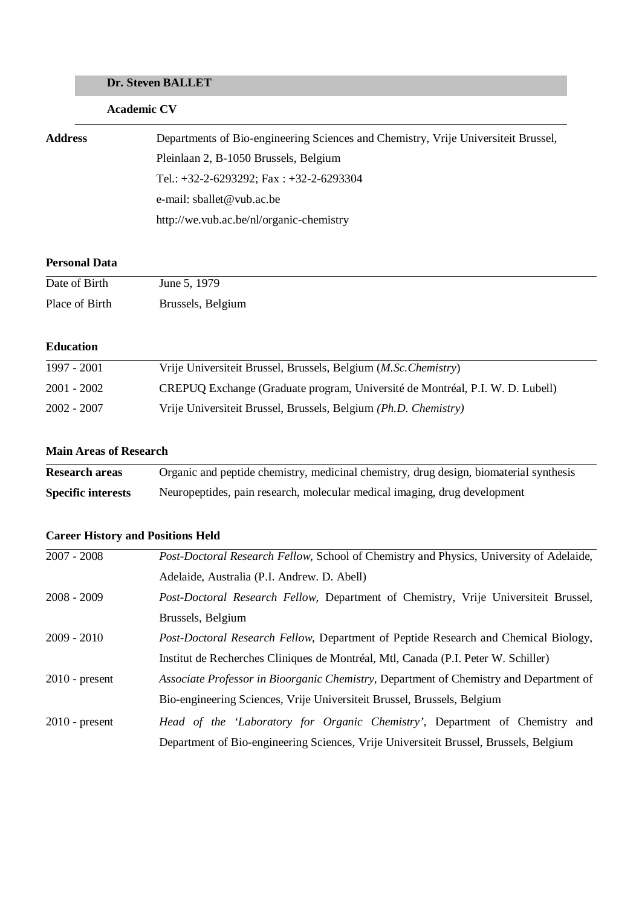# Dr. Steven BALLET

## Academic CV

| | |
|---|---|
| **Address** | Departments of Bio-engineering Sciences and Chemistry, Vrije Universiteit Brussel, Pleinlaan 2, B-1050 Brussels, Belgium |
| | Tel.: +32-2-6293292; Fax : +32-2-6293304 |
| | e-mail: sballet@vub.ac.be |
| | http://we.vub.ac.be/nl/organic-chemistry |

### Personal Data

| | |
|---|---|
| Date of Birth | June 5, 1979 |
| Place of Birth | Brussels, Belgium |

### Education

| | |
|---|---|
| 1997 - 2001 | Vrije Universiteit Brussel, Brussels, Belgium (*M.Sc.Chemistry*) |
| 2001 - 2002 | CREPUQ Exchange (Graduate program, Université de Montréal, P.I. W. D. Lubell) |
| 2002 - 2007 | Vrije Universiteit Brussel, Brussels, Belgium *(Ph.D. Chemistry)* |

### Main Areas of Research

| | |
|---|---|
| **Research areas** | Organic and peptide chemistry, medicinal chemistry, drug design, biomaterial synthesis |
| **Specific interests** | Neuropeptides, pain research, molecular medical imaging, drug development |

### Career History and Positions Held

| | |
|---|---|
| 2007 - 2008 | *Post-Doctoral Research Fellow*, School of Chemistry and Physics, University of Adelaide, Adelaide, Australia (P.I. Andrew. D. Abell) |
| 2008 - 2009 | *Post-Doctoral Research Fellow*, Department of Chemistry, Vrije Universiteit Brussel, Brussels, Belgium |
| 2009 - 2010 | *Post-Doctoral Research Fellow*, Department of Peptide Research and Chemical Biology, Institut de Recherches Cliniques de Montréal, Mtl, Canada (P.I. Peter W. Schiller) |
| 2010 - present | *Associate Professor in Bioorganic Chemistry*, Department of Chemistry and Department of Bio-engineering Sciences, Vrije Universiteit Brussel, Brussels, Belgium |
| 2010 - present | *Head of the 'Laboratory for Organic Chemistry'*, Department of Chemistry and Department of Bio-engineering Sciences, Vrije Universiteit Brussel, Brussels, Belgium |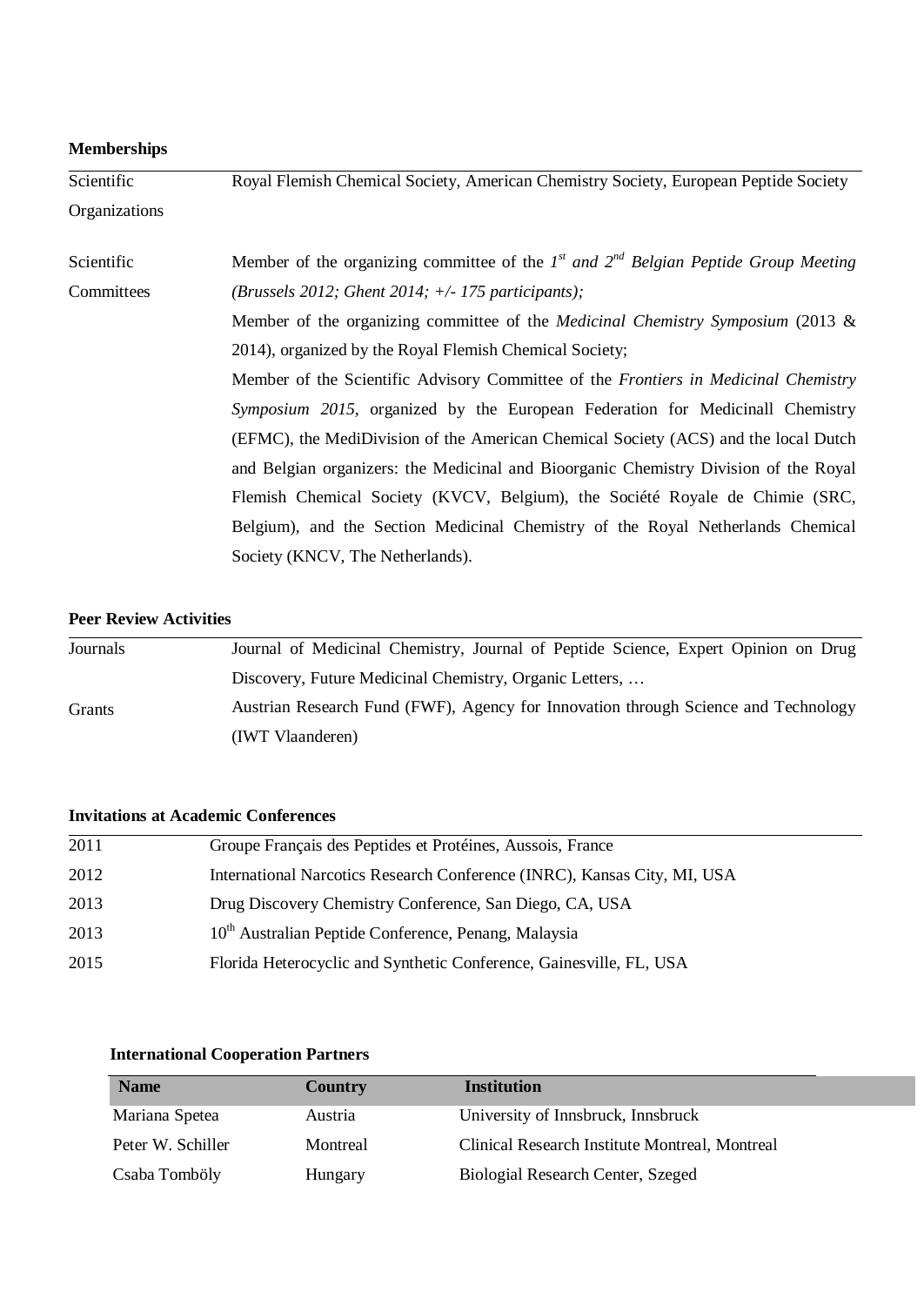**Memberships**

| | |
|---|---|
| Scientific Organizations | Royal Flemish Chemical Society, American Chemistry Society, European Peptide Society |
| Scientific Committees | Member of the organizing committee of the *1st and 2nd Belgian Peptide Group Meeting (Brussels 2012; Ghent 2014; +/- 175 participants);* Member of the organizing committee of the *Medicinal Chemistry Symposium* (2013 & 2014), organized by the Royal Flemish Chemical Society; Member of the Scientific Advisory Committee of the *Frontiers in Medicinal Chemistry Symposium 2015*, organized by the European Federation for Medicinall Chemistry (EFMC), the MediDivision of the American Chemical Society (ACS) and the local Dutch and Belgian organizers: the Medicinal and Bioorganic Chemistry Division of the Royal Flemish Chemical Society (KVCV, Belgium), the Société Royale de Chimie (SRC, Belgium), and the Section Medicinal Chemistry of the Royal Netherlands Chemical Society (KNCV, The Netherlands). |

**Peer Review Activities**

| | |
|---|---|
| Journals | Journal of Medicinal Chemistry, Journal of Peptide Science, Expert Opinion on Drug Discovery, Future Medicinal Chemistry, Organic Letters, … |
| Grants | Austrian Research Fund (FWF), Agency for Innovation through Science and Technology (IWT Vlaanderen) |

**Invitations at Academic Conferences**

| | |
|---|---|
| 2011 | Groupe Français des Peptides et Protéines, Aussois, France |
| 2012 | International Narcotics Research Conference (INRC), Kansas City, MI, USA |
| 2013 | Drug Discovery Chemistry Conference, San Diego, CA, USA |
| 2013 | 10th Australian Peptide Conference, Penang, Malaysia |
| 2015 | Florida Heterocyclic and Synthetic Conference, Gainesville, FL, USA |

**International Cooperation Partners**

| Name | Country | Institution |
|---|---|---|
| Mariana Spetea | Austria | University of Innsbruck, Innsbruck |
| Peter W. Schiller | Montreal | Clinical Research Institute Montreal, Montreal |
| Csaba Tomböly | Hungary | Biologial Research Center, Szeged |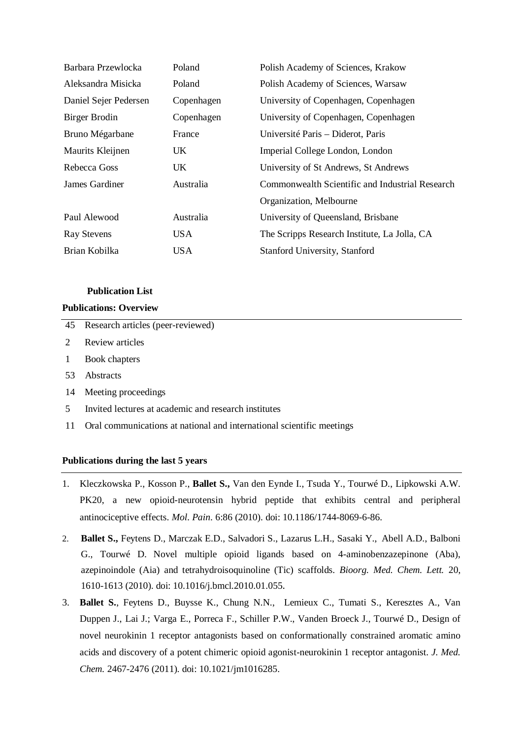| | | |
|---|---|---|
| Barbara Przewlocka | Poland | Polish Academy of Sciences, Krakow |
| Aleksandra Misicka | Poland | Polish Academy of Sciences, Warsaw |
| Daniel Sejer Pedersen | Copenhagen | University of Copenhagen, Copenhagen |
| Birger Brodin | Copenhagen | University of Copenhagen, Copenhagen |
| Bruno Mégarbane | France | Université Paris – Diderot, Paris |
| Maurits Kleijnen | UK | Imperial College London, London |
| Rebecca Goss | UK | University of St Andrews, St Andrews |
| James Gardiner | Australia | Commonwealth Scientific and Industrial Research Organization, Melbourne |
| Paul Alewood | Australia | University of Queensland, Brisbane |
| Ray Stevens | USA | The Scripps Research Institute, La Jolla, CA |
| Brian Kobilka | USA | Stanford University, Stanford |

**Publication List**

**Publications: Overview**

| | |
|---|---|
| 45 | Research articles (peer-reviewed) |
| 2 | Review articles |
| 1 | Book chapters |
| 53 | Abstracts |
| 14 | Meeting proceedings |
| 5 | Invited lectures at academic and research institutes |
| 11 | Oral communications at national and international scientific meetings |

**Publications during the last 5 years**

1. Kleczkowska P., Kosson P., **Ballet S.,** Van den Eynde I., Tsuda Y., Tourwé D., Lipkowski A.W. PK20, a new opioid-neurotensin hybrid peptide that exhibits central and peripheral antinociceptive effects. *Mol. Pain*. 6:86 (2010). doi: 10.1186/1744-8069-6-86.
2. **Ballet S.,** Feytens D., Marczak E.D., Salvadori S., Lazarus L.H., Sasaki Y., Abell A.D., Balboni G., Tourwé D. Novel multiple opioid ligands based on 4-aminobenzazepinone (Aba), azepinoindole (Aia) and tetrahydroisoquinoline (Tic) scaffolds. *Bioorg. Med. Chem. Lett.* 20, 1610-1613 (2010). doi: 10.1016/j.bmcl.2010.01.055.
3. **Ballet S.**, Feytens D., Buysse K., Chung N.N., Lemieux C., Tumati S., Keresztes A., Van Duppen J., Lai J.; Varga E., Porreca F., Schiller P.W., Vanden Broeck J., Tourwé D., Design of novel neurokinin 1 receptor antagonists based on conformationally constrained aromatic amino acids and discovery of a potent chimeric opioid agonist-neurokinin 1 receptor antagonist. *J. Med. Chem.* 2467-2476 (2011). doi: 10.1021/jm1016285.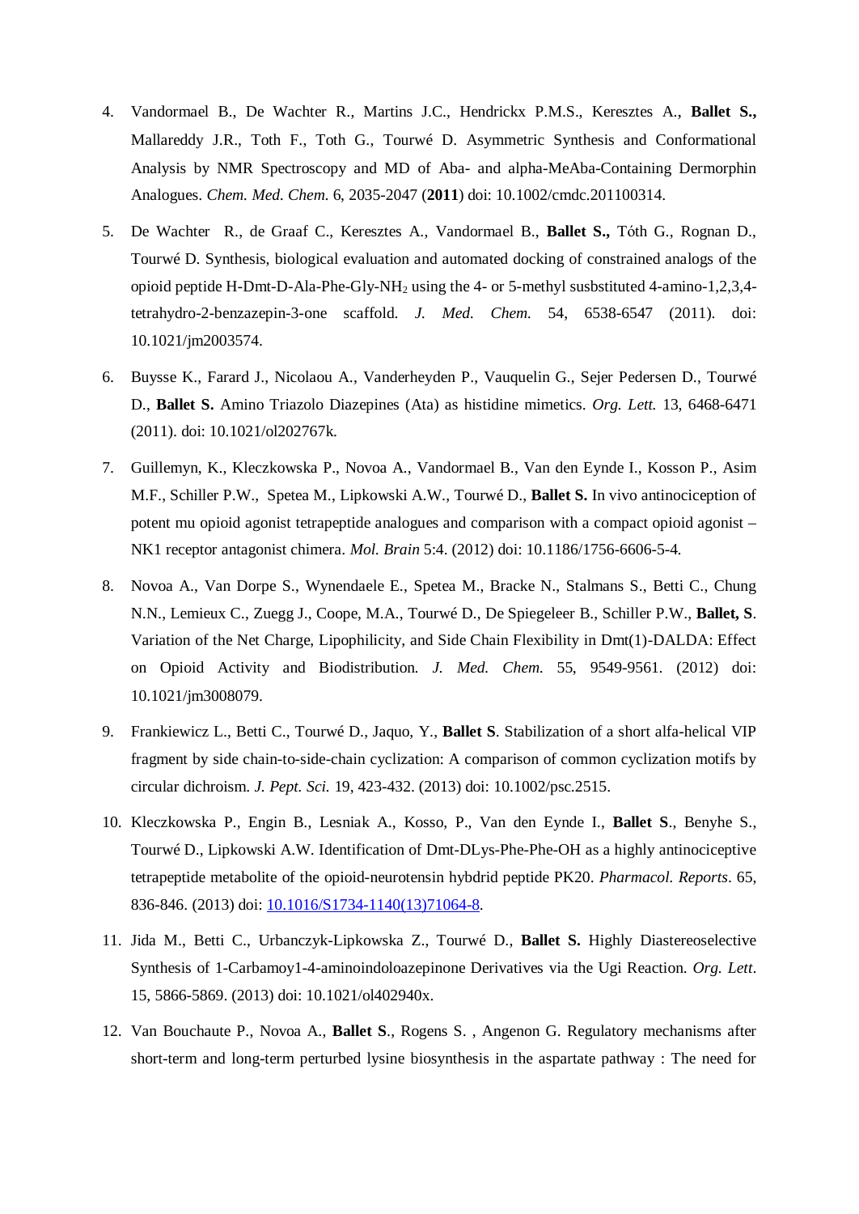4. Vandormael B., De Wachter R., Martins J.C., Hendrickx P.M.S., Keresztes A., **Ballet S.,** Mallareddy J.R., Toth F., Toth G., Tourwé D. Asymmetric Synthesis and Conformational Analysis by NMR Spectroscopy and MD of Aba- and alpha-MeAba-Containing Dermorphin Analogues. *Chem. Med. Chem.* 6, 2035-2047 (**2011**) doi: 10.1002/cmdc.201100314.

5. De Wachter R., de Graaf C., Keresztes A., Vandormael B., **Ballet S.,** Tóth G., Rognan D., Tourwé D. Synthesis, biological evaluation and automated docking of constrained analogs of the opioid peptide H-Dmt-D-Ala-Phe-Gly-$NH_2$ using the 4- or 5-methyl susbstituted 4-amino-1,2,3,4-tetrahydro-2-benzazepin-3-one scaffold. *J. Med. Chem.* 54, 6538-6547 (2011). doi: 10.1021/jm2003574.

6. Buysse K., Farard J., Nicolaou A., Vanderheyden P., Vauquelin G., Sejer Pedersen D., Tourwé D., **Ballet S.** Amino Triazolo Diazepines (Ata) as histidine mimetics. *Org. Lett.* 13, 6468-6471 (2011). doi: 10.1021/ol202767k.

7. Guillemyn, K., Kleczkowska P., Novoa A., Vandormael B., Van den Eynde I., Kosson P., Asim M.F., Schiller P.W., Spetea M., Lipkowski A.W., Tourwé D., **Ballet S.** In vivo antinociception of potent mu opioid agonist tetrapeptide analogues and comparison with a compact opioid agonist – NK1 receptor antagonist chimera. *Mol. Brain* 5:4. (2012) doi: 10.1186/1756-6606-5-4.

8. Novoa A., Van Dorpe S., Wynendaele E., Spetea M., Bracke N., Stalmans S., Betti C., Chung N.N., Lemieux C., Zuegg J., Coope, M.A., Tourwé D., De Spiegeleer B., Schiller P.W., **Ballet, S**. Variation of the Net Charge, Lipophilicity, and Side Chain Flexibility in Dmt(1)-DALDA: Effect on Opioid Activity and Biodistribution. *J. Med. Chem.* 55, 9549-9561. (2012) doi: 10.1021/jm3008079.

9. Frankiewicz L., Betti C., Tourwé D., Jaquo, Y., **Ballet S**. Stabilization of a short alfa-helical VIP fragment by side chain-to-side-chain cyclization: A comparison of common cyclization motifs by circular dichroism. *J. Pept. Sci.* 19, 423-432. (2013) doi: 10.1002/psc.2515.

10. Kleczkowska P., Engin B., Lesniak A., Kosso, P., Van den Eynde I., **Ballet S**., Benyhe S., Tourwé D., Lipkowski A.W. Identification of Dmt-DLys-Phe-Phe-OH as a highly antinociceptive tetrapeptide metabolite of the opioid-neurotensin hybdrid peptide PK20. *Pharmacol. Reports*. 65, 836-846. (2013) doi: [10.1016/S1734-1140(13)71064-8](10.1016/S1734-1140(13)71064-8).

11. Jida M., Betti C., Urbanczyk-Lipkowska Z., Tourwé D., **Ballet S.** Highly Diastereoselective Synthesis of 1-Carbamoy1-4-aminoindoloazepinone Derivatives via the Ugi Reaction. *Org. Lett*. 15, 5866-5869. (2013) doi: 10.1021/ol402940x.

12. Van Bouchaute P., Novoa A., **Ballet S**., Rogens S. , Angenon G. Regulatory mechanisms after short-term and long-term perturbed lysine biosynthesis in the aspartate pathway : The need for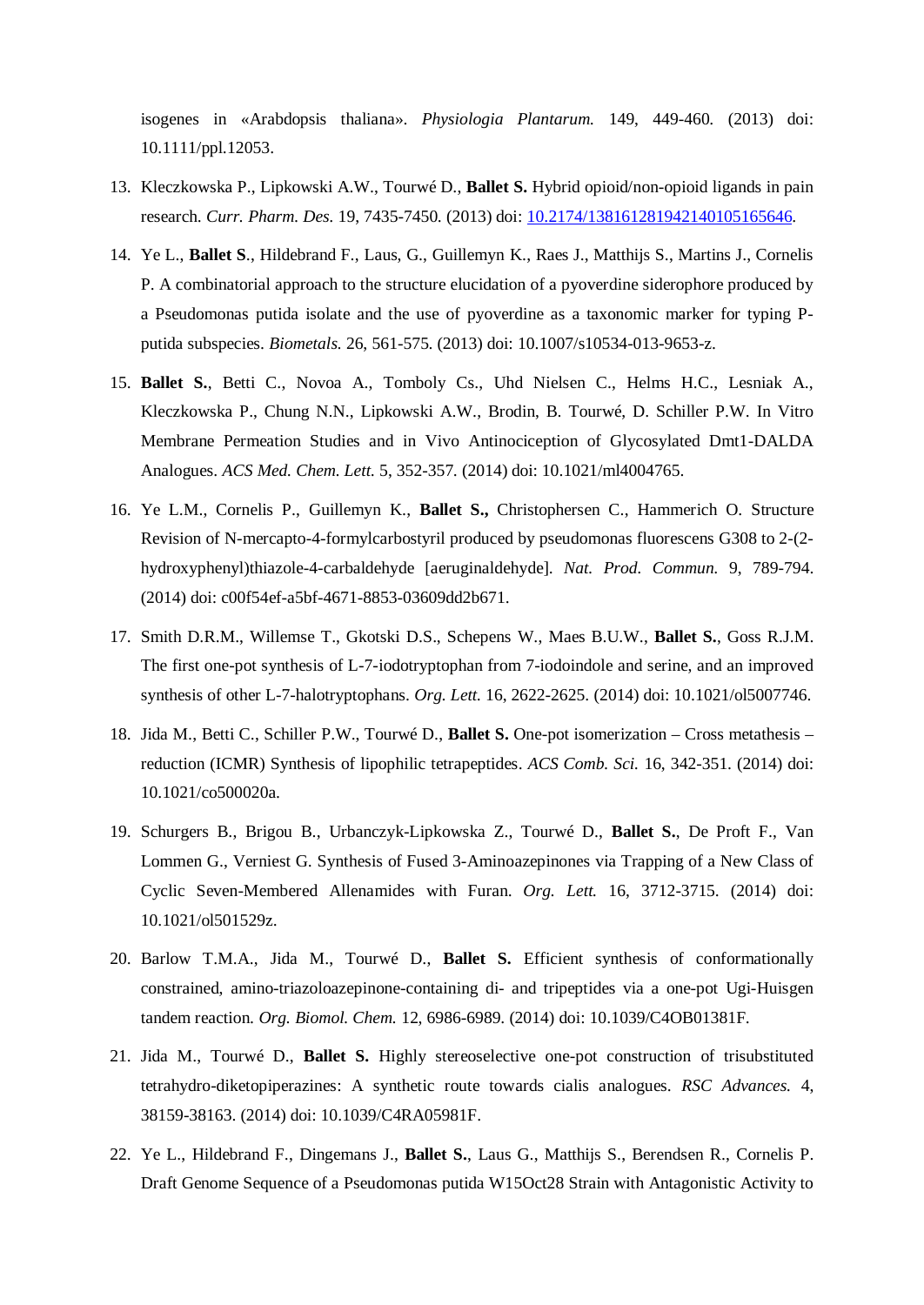isogenes in «Arabdopsis thaliana». *Physiologia Plantarum.* 149, 449-460. (2013) doi: 10.1111/ppl.12053.

13. Kleczkowska P., Lipkowski A.W., Tourwé D., **Ballet S.** Hybrid opioid/non-opioid ligands in pain research. *Curr. Pharm. Des.* 19, 7435-7450. (2013) doi: 10.2174/13816128194214010516564­6.

14. Ye L., **Ballet S**., Hildebrand F., Laus, G., Guillemyn K., Raes J., Matthijs S., Martins J., Cornelis P. A combinatorial approach to the structure elucidation of a pyoverdine siderophore produced by a Pseudomonas putida isolate and the use of pyoverdine as a taxonomic marker for typing P-putida subspecies. *Biometals.* 26, 561-575. (2013) doi: 10.1007/s10534-013-9653-z.

15. **Ballet S.**, Betti C., Novoa A., Tomboly Cs., Uhd Nielsen C., Helms H.C., Lesniak A., Kleczkowska P., Chung N.N., Lipkowski A.W., Brodin, B. Tourwé, D. Schiller P.W. In Vitro Membrane Permeation Studies and in Vivo Antinociception of Glycosylated Dmt1-DALDA Analogues. *ACS Med. Chem. Lett.* 5, 352-357. (2014) doi: 10.1021/ml4004765.

16. Ye L.M., Cornelis P., Guillemyn K., **Ballet S.,** Christophersen C., Hammerich O. Structure Revision of N-mercapto-4-formylcarbostyril produced by pseudomonas fluorescens G308 to 2-(2-hydroxyphenyl)thiazole-4-carbaldehyde [aeruginaldehyde]. *Nat. Prod. Commun.* 9, 789-794. (2014) doi: c00f54ef-a5bf-4671-8853-03609dd2b671.

17. Smith D.R.M., Willemse T., Gkotski D.S., Schepens W., Maes B.U.W., **Ballet S.**, Goss R.J.M. The first one-pot synthesis of L-7-iodotryptophan from 7-iodoindole and serine, and an improved synthesis of other L-7-halotryptophans. *Org. Lett.* 16, 2622-2625. (2014) doi: 10.1021/ol5007746.

18. Jida M., Betti C., Schiller P.W., Tourwé D., **Ballet S.** One-pot isomerization – Cross metathesis – reduction (ICMR) Synthesis of lipophilic tetrapeptides. *ACS Comb. Sci.* 16, 342-351. (2014) doi: 10.1021/co500020a.

19. Schurgers B., Brigou B., Urbanczyk-Lipkowska Z., Tourwé D., **Ballet S.**, De Proft F., Van Lommen G., Verniest G. Synthesis of Fused 3-Aminoazepinones via Trapping of a New Class of Cyclic Seven-Membered Allenamides with Furan. *Org. Lett.* 16, 3712-3715. (2014) doi: 10.1021/ol501529z.

20. Barlow T.M.A., Jida M., Tourwé D., **Ballet S.** Efficient synthesis of conformationally constrained, amino-triazoloazepinone-containing di- and tripeptides via a one-pot Ugi-Huisgen tandem reaction. *Org. Biomol. Chem.* 12, 6986-6989. (2014) doi: 10.1039/C4OB01381F.

21. Jida M., Tourwé D., **Ballet S.** Highly stereoselective one-pot construction of trisubstituted tetrahydro-diketopiperazines: A synthetic route towards cialis analogues. *RSC Advances.* 4, 38159-38163. (2014) doi: 10.1039/C4RA05981F.

22. Ye L., Hildebrand F., Dingemans J., **Ballet S.**, Laus G., Matthijs S., Berendsen R., Cornelis P. Draft Genome Sequence of a Pseudomonas putida W15Oct28 Strain with Antagonistic Activity to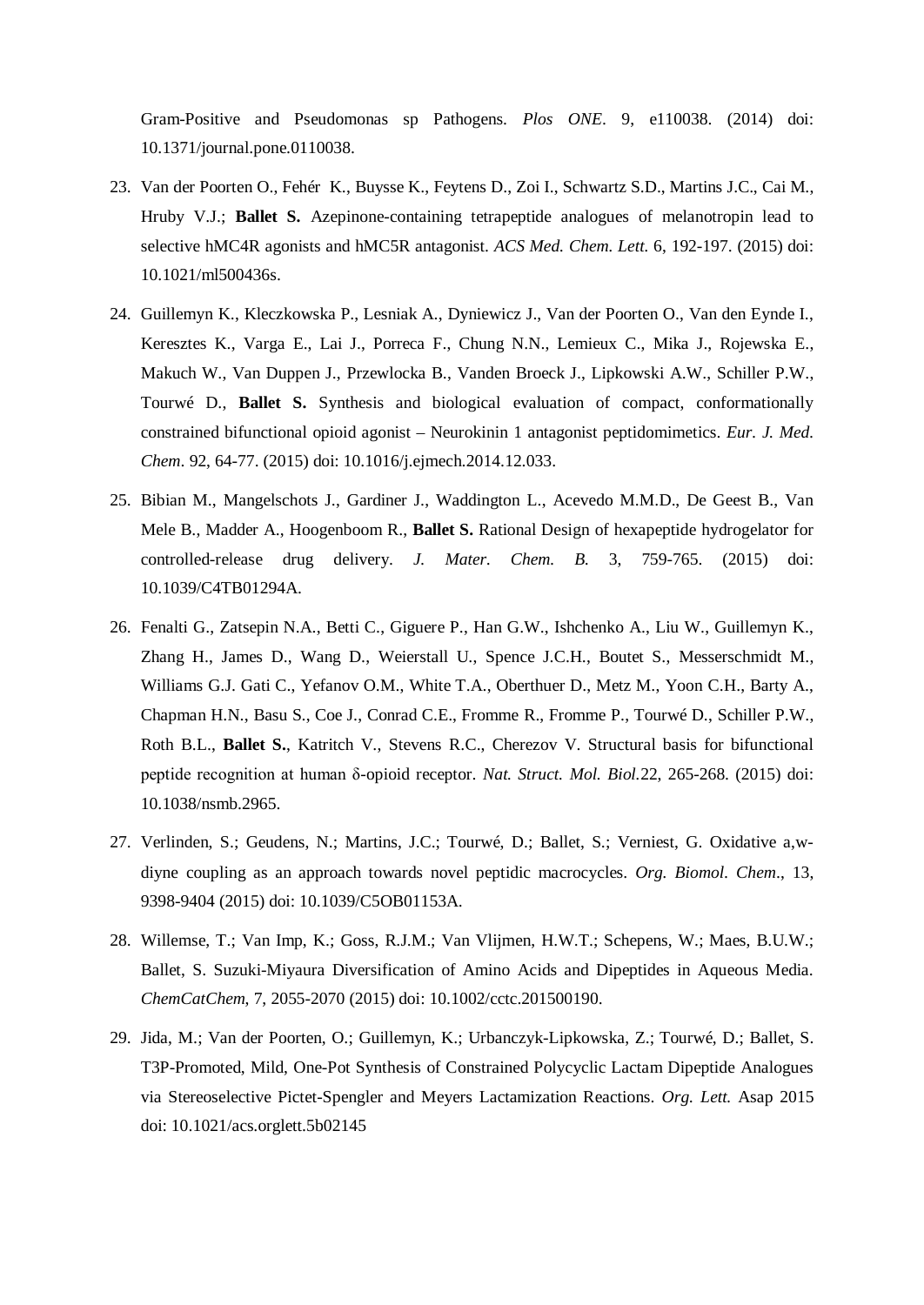Gram-Positive and Pseudomonas sp Pathogens. *Plos ONE*. 9, e110038. (2014) doi: 10.1371/journal.pone.0110038.

23. Van der Poorten O., Fehér K., Buysse K., Feytens D., Zoi I., Schwartz S.D., Martins J.C., Cai M., Hruby V.J.; **Ballet S.** Azepinone-containing tetrapeptide analogues of melanotropin lead to selective hMC4R agonists and hMC5R antagonist. *ACS Med. Chem. Lett.* 6, 192-197. (2015) doi: 10.1021/ml500436s.

24. Guillemyn K., Kleczkowska P., Lesniak A., Dyniewicz J., Van der Poorten O., Van den Eynde I., Keresztes K., Varga E., Lai J., Porreca F., Chung N.N., Lemieux C., Mika J., Rojewska E., Makuch W., Van Duppen J., Przewlocka B., Vanden Broeck J., Lipkowski A.W., Schiller P.W., Tourwé D., **Ballet S.** Synthesis and biological evaluation of compact, conformationally constrained bifunctional opioid agonist – Neurokinin 1 antagonist peptidomimetics. *Eur. J. Med. Chem*. 92, 64-77. (2015) doi: 10.1016/j.ejmech.2014.12.033.

25. Bibian M., Mangelschots J., Gardiner J., Waddington L., Acevedo M.M.D., De Geest B., Van Mele B., Madder A., Hoogenboom R., **Ballet S.** Rational Design of hexapeptide hydrogelator for controlled-release drug delivery. *J. Mater. Chem. B.* 3, 759-765. (2015) doi: 10.1039/C4TB01294A.

26. Fenalti G., Zatsepin N.A., Betti C., Giguere P., Han G.W., Ishchenko A., Liu W., Guillemyn K., Zhang H., James D., Wang D., Weierstall U., Spence J.C.H., Boutet S., Messerschmidt M., Williams G.J. Gati C., Yefanov O.M., White T.A., Oberthuer D., Metz M., Yoon C.H., Barty A., Chapman H.N., Basu S., Coe J., Conrad C.E., Fromme R., Fromme P., Tourwé D., Schiller P.W., Roth B.L., **Ballet S.**, Katritch V., Stevens R.C., Cherezov V. Structural basis for bifunctional peptide recognition at human δ-opioid receptor. *Nat. Struct. Mol. Biol.*22, 265-268. (2015) doi: 10.1038/nsmb.2965.

27. Verlinden, S.; Geudens, N.; Martins, J.C.; Tourwé, D.; Ballet, S.; Verniest, G. Oxidative a,w-diyne coupling as an approach towards novel peptidic macrocycles. *Org. Biomol. Chem*., 13, 9398-9404 (2015) doi: 10.1039/C5OB01153A.

28. Willemse, T.; Van Imp, K.; Goss, R.J.M.; Van Vlijmen, H.W.T.; Schepens, W.; Maes, B.U.W.; Ballet, S. Suzuki-Miyaura Diversification of Amino Acids and Dipeptides in Aqueous Media. *ChemCatChem*, 7, 2055-2070 (2015) doi: 10.1002/cctc.201500190.

29. Jida, M.; Van der Poorten, O.; Guillemyn, K.; Urbanczyk-Lipkowska, Z.; Tourwé, D.; Ballet, S. T3P-Promoted, Mild, One-Pot Synthesis of Constrained Polycyclic Lactam Dipeptide Analogues via Stereoselective Pictet-Spengler and Meyers Lactamization Reactions. *Org. Lett.* Asap 2015 doi: 10.1021/acs.orglett.5b02145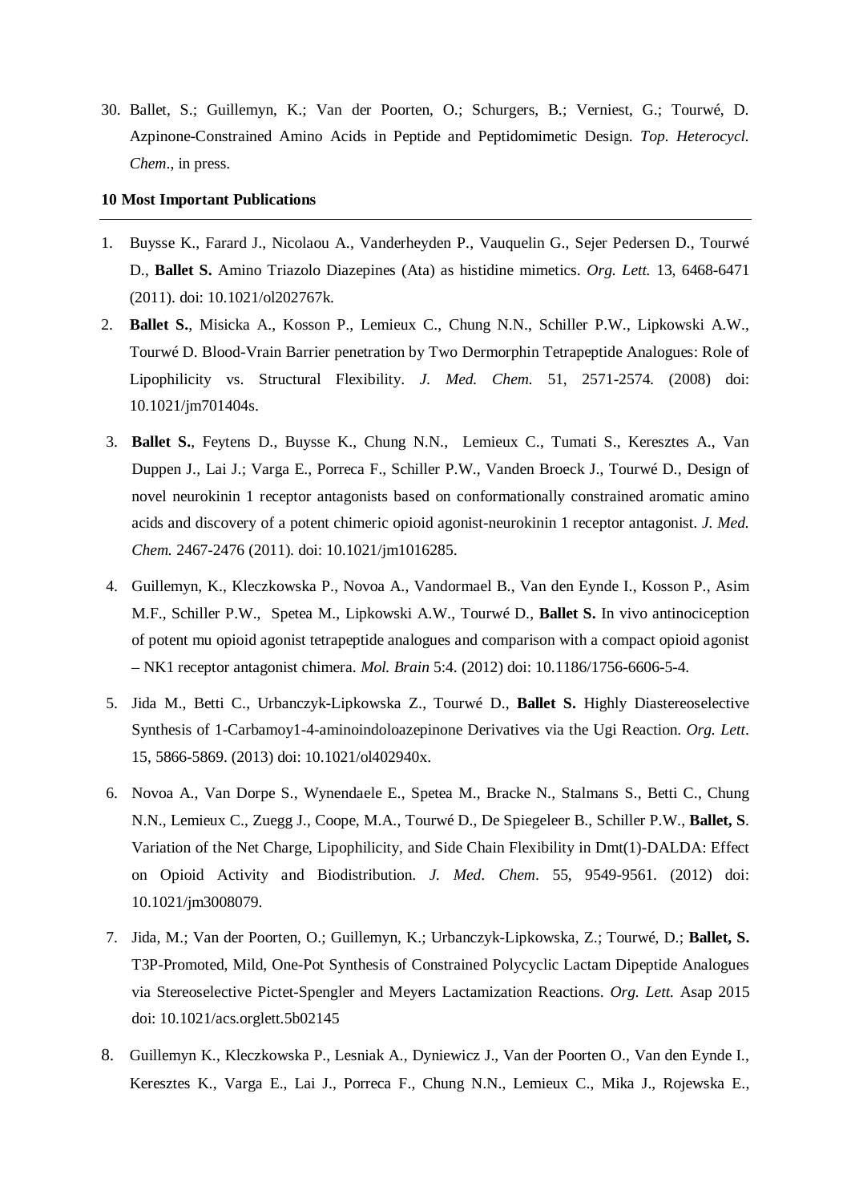30. Ballet, S.; Guillemyn, K.; Van der Poorten, O.; Schurgers, B.; Verniest, G.; Tourwé, D. Azpinone-Constrained Amino Acids in Peptide and Peptidomimetic Design. *Top. Heterocycl. Chem*., in press.

**10 Most Important Publications**

---

1. Buysse K., Farard J., Nicolaou A., Vanderheyden P., Vauquelin G., Sejer Pedersen D., Tourwé D., **Ballet S.** Amino Triazolo Diazepines (Ata) as histidine mimetics. *Org. Lett.* 13, 6468-6471 (2011). doi: 10.1021/ol202767k.
2. **Ballet S.**, Misicka A., Kosson P., Lemieux C., Chung N.N., Schiller P.W., Lipkowski A.W., Tourwé D. Blood-Vrain Barrier penetration by Two Dermorphin Tetrapeptide Analogues: Role of Lipophilicity vs. Structural Flexibility. *J. Med. Chem.* 51, 2571-2574. (2008) doi: 10.1021/jm701404s.
3. **Ballet S.**, Feytens D., Buysse K., Chung N.N., Lemieux C., Tumati S., Keresztes A., Van Duppen J., Lai J.; Varga E., Porreca F., Schiller P.W., Vanden Broeck J., Tourwé D., Design of novel neurokinin 1 receptor antagonists based on conformationally constrained aromatic amino acids and discovery of a potent chimeric opioid agonist-neurokinin 1 receptor antagonist. *J. Med. Chem.* 2467-2476 (2011). doi: 10.1021/jm1016285.
4. Guillemyn, K., Kleczkowska P., Novoa A., Vandormael B., Van den Eynde I., Kosson P., Asim M.F., Schiller P.W., Spetea M., Lipkowski A.W., Tourwé D., **Ballet S.** In vivo antinociception of potent mu opioid agonist tetrapeptide analogues and comparison with a compact opioid agonist – NK1 receptor antagonist chimera. *Mol. Brain* 5:4. (2012) doi: 10.1186/1756-6606-5-4.
5. Jida M., Betti C., Urbanczyk-Lipkowska Z., Tourwé D., **Ballet S.** Highly Diastereoselective Synthesis of 1-Carbamoy1-4-aminoindoloazepinone Derivatives via the Ugi Reaction. *Org. Lett*. 15, 5866-5869. (2013) doi: 10.1021/ol402940x.
6. Novoa A., Van Dorpe S., Wynendaele E., Spetea M., Bracke N., Stalmans S., Betti C., Chung N.N., Lemieux C., Zuegg J., Coope, M.A., Tourwé D., De Spiegeleer B., Schiller P.W., **Ballet, S**. Variation of the Net Charge, Lipophilicity, and Side Chain Flexibility in Dmt(1)-DALDA: Effect on Opioid Activity and Biodistribution. *J. Med. Chem*. 55, 9549-9561. (2012) doi: 10.1021/jm3008079.
7. Jida, M.; Van der Poorten, O.; Guillemyn, K.; Urbanczyk-Lipkowska, Z.; Tourwé, D.; **Ballet, S.** T3P-Promoted, Mild, One-Pot Synthesis of Constrained Polycyclic Lactam Dipeptide Analogues via Stereoselective Pictet-Spengler and Meyers Lactamization Reactions. *Org. Lett.* Asap 2015 doi: 10.1021/acs.orglett.5b02145
8. Guillemyn K., Kleczkowska P., Lesniak A., Dyniewicz J., Van der Poorten O., Van den Eynde I., Keresztes K., Varga E., Lai J., Porreca F., Chung N.N., Lemieux C., Mika J., Rojewska E.,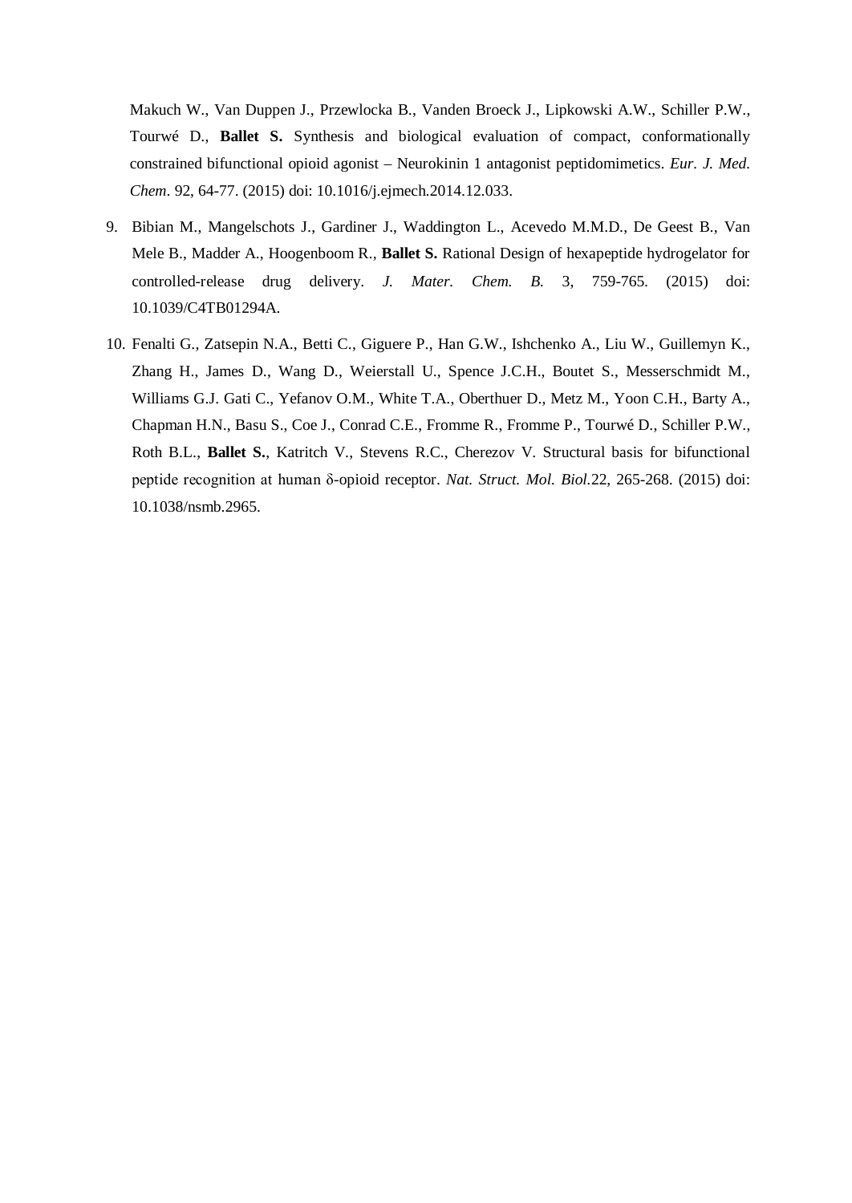Makuch W., Van Duppen J., Przewlocka B., Vanden Broeck J., Lipkowski A.W., Schiller P.W., Tourwé D., **Ballet S.** Synthesis and biological evaluation of compact, conformationally constrained bifunctional opioid agonist – Neurokinin 1 antagonist peptidomimetics. *Eur. J. Med. Chem*. 92, 64-77. (2015) doi: 10.1016/j.ejmech.2014.12.033.

9. Bibian M., Mangelschots J., Gardiner J., Waddington L., Acevedo M.M.D., De Geest B., Van Mele B., Madder A., Hoogenboom R., **Ballet S.** Rational Design of hexapeptide hydrogelator for controlled-release drug delivery. *J. Mater. Chem. B.* 3, 759-765. (2015) doi: 10.1039/C4TB01294A.

10. Fenalti G., Zatsepin N.A., Betti C., Giguere P., Han G.W., Ishchenko A., Liu W., Guillemyn K., Zhang H., James D., Wang D., Weierstall U., Spence J.C.H., Boutet S., Messerschmidt M., Williams G.J. Gati C., Yefanov O.M., White T.A., Oberthuer D., Metz M., Yoon C.H., Barty A., Chapman H.N., Basu S., Coe J., Conrad C.E., Fromme R., Fromme P., Tourwé D., Schiller P.W., Roth B.L., **Ballet S.**, Katritch V., Stevens R.C., Cherezov V. Structural basis for bifunctional peptide recognition at human δ-opioid receptor. *Nat. Struct. Mol. Biol.*22, 265-268. (2015) doi: 10.1038/nsmb.2965.